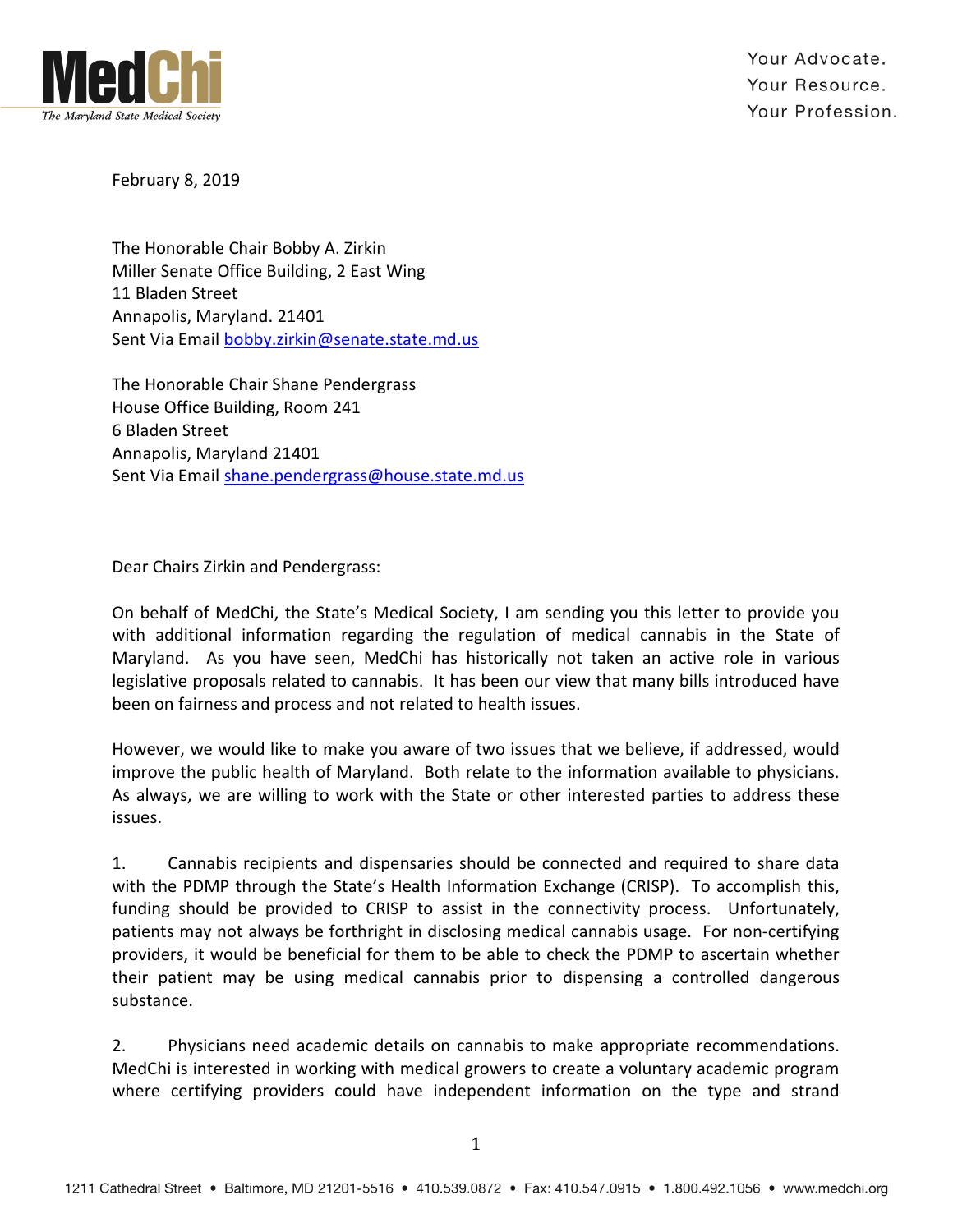**MedChi**
*The Maryland State Medical Society*

Your Advocate.
Your Resource.
Your Profession.

February 8, 2019

The Honorable Chair Bobby A. Zirkin
Miller Senate Office Building, 2 East Wing
11 Bladen Street
Annapolis, Maryland. 21401
Sent Via Email bobby.zirkin@senate.state.md.us

The Honorable Chair Shane Pendergrass
House Office Building, Room 241
6 Bladen Street
Annapolis, Maryland 21401
Sent Via Email shane.pendergrass@house.state.md.us

Dear Chairs Zirkin and Pendergrass:

On behalf of MedChi, the State's Medical Society, I am sending you this letter to provide you with additional information regarding the regulation of medical cannabis in the State of Maryland. As you have seen, MedChi has historically not taken an active role in various legislative proposals related to cannabis. It has been our view that many bills introduced have been on fairness and process and not related to health issues.

However, we would like to make you aware of two issues that we believe, if addressed, would improve the public health of Maryland. Both relate to the information available to physicians. As always, we are willing to work with the State or other interested parties to address these issues.

1. Cannabis recipients and dispensaries should be connected and required to share data with the PDMP through the State's Health Information Exchange (CRISP). To accomplish this, funding should be provided to CRISP to assist in the connectivity process. Unfortunately, patients may not always be forthright in disclosing medical cannabis usage. For non-certifying providers, it would be beneficial for them to be able to check the PDMP to ascertain whether their patient may be using medical cannabis prior to dispensing a controlled dangerous substance.

2. Physicians need academic details on cannabis to make appropriate recommendations. MedChi is interested in working with medical growers to create a voluntary academic program where certifying providers could have independent information on the type and strand

1211 Cathedral Street • Baltimore, MD 21201-5516 • 410.539.0872 • Fax: 410.547.0915 • 1.800.492.1056 • www.medchi.org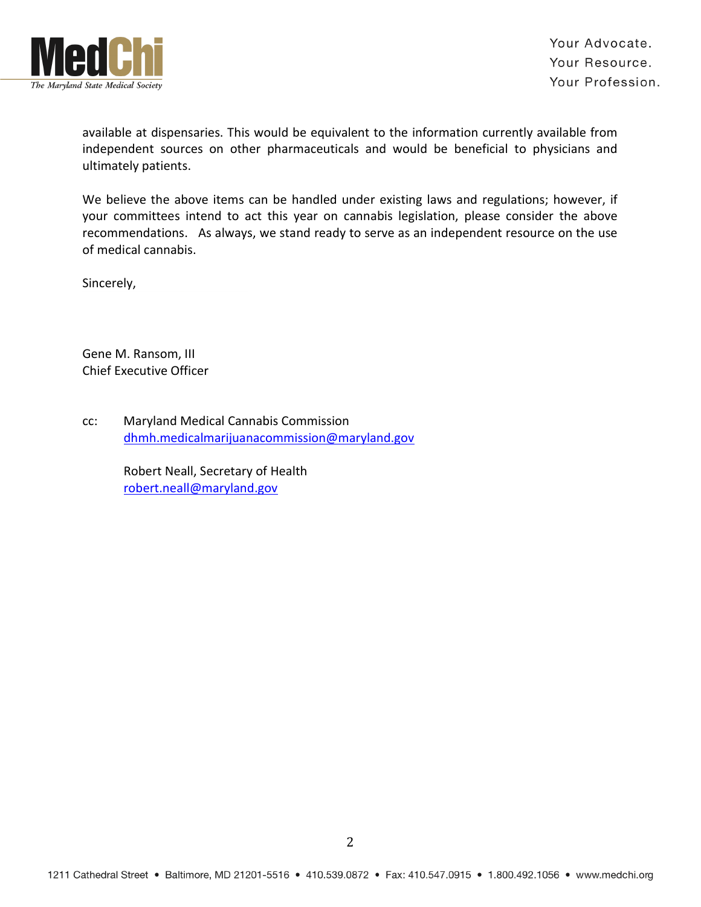available at dispensaries. This would be equivalent to the information currently available from independent sources on other pharmaceuticals and would be beneficial to physicians and ultimately patients.

We believe the above items can be handled under existing laws and regulations; however, if your committees intend to act this year on cannabis legislation, please consider the above recommendations. As always, we stand ready to serve as an independent resource on the use of medical cannabis.

Sincerely,

Gene M. Ransom, III
Chief Executive Officer

cc: Maryland Medical Cannabis Commission
dhmh.medicalmarijuanacommission@maryland.gov

Robert Neall, Secretary of Health
robert.neall@maryland.gov